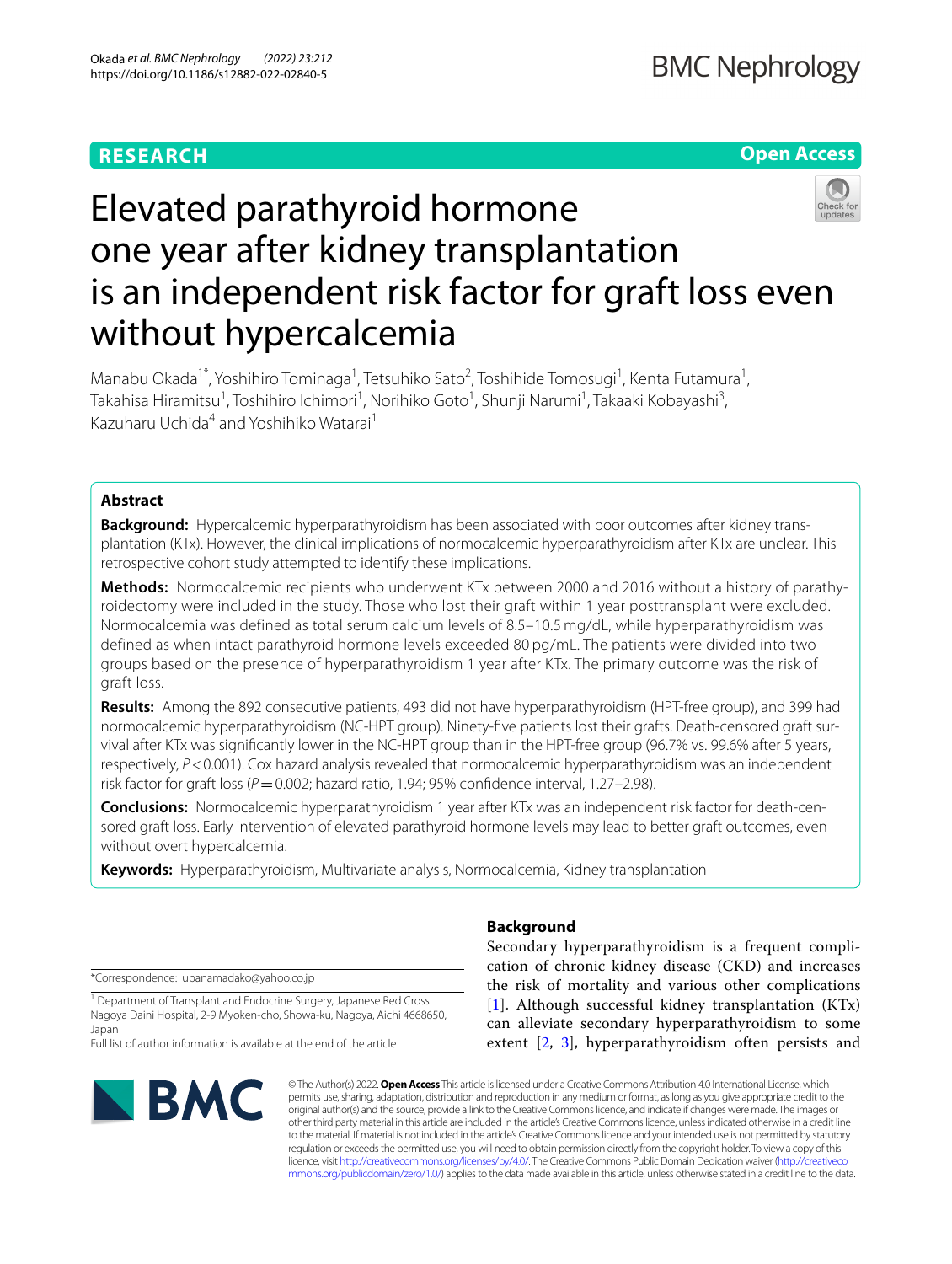RESEARCH

Open Access

# Elevated parathyroid hormone one year after kidney transplantation is an independent risk factor for graft loss even without hypercalcemia

Manabu Okada[1*], Yoshihiro Tominaga[1], Tetsuhiko Sato[2], Toshihide Tomosugi[1], Kenta Futamura[1], Takahisa Hiramitsu[1], Toshihiro Ichimori[1], Norihiko Goto[1], Shunji Narumi[1], Takaaki Kobayashi[3], Kazuharu Uchida[4] and Yoshihiko Watarai[1]

## Abstract

**Background:** Hypercalcemic hyperparathyroidism has been associated with poor outcomes after kidney transplantation (KTx). However, the clinical implications of normocalcemic hyperparathyroidism after KTx are unclear. This retrospective cohort study attempted to identify these implications.

**Methods:** Normocalcemic recipients who underwent KTx between 2000 and 2016 without a history of parathyroidectomy were included in the study. Those who lost their graft within 1 year posttransplant were excluded. Normocalcemia was defined as total serum calcium levels of 8.5–10.5 mg/dL, while hyperparathyroidism was defined as when intact parathyroid hormone levels exceeded 80 pg/mL. The patients were divided into two groups based on the presence of hyperparathyroidism 1 year after KTx. The primary outcome was the risk of graft loss.

**Results:** Among the 892 consecutive patients, 493 did not have hyperparathyroidism (HPT-free group), and 399 had normocalcemic hyperparathyroidism (NC-HPT group). Ninety-five patients lost their grafts. Death-censored graft survival after KTx was significantly lower in the NC-HPT group than in the HPT-free group (96.7% vs. 99.6% after 5 years, respectively, $P<0.001$). Cox hazard analysis revealed that normocalcemic hyperparathyroidism was an independent risk factor for graft loss ($P=0.002$; hazard ratio, 1.94; 95% confidence interval, 1.27–2.98).

**Conclusions:** Normocalcemic hyperparathyroidism 1 year after KTx was an independent risk factor for death-censored graft loss. Early intervention of elevated parathyroid hormone levels may lead to better graft outcomes, even without overt hypercalcemia.

**Keywords:** Hyperparathyroidism, Multivariate analysis, Normocalcemia, Kidney transplantation

*Correspondence: ubanamadako@yahoo.co.jp

[1] Department of Transplant and Endocrine Surgery, Japanese Red Cross Nagoya Daini Hospital, 2-9 Myoken-cho, Showa-ku, Nagoya, Aichi 4668650, Japan

Full list of author information is available at the end of the article

## Background

Secondary hyperparathyroidism is a frequent complication of chronic kidney disease (CKD) and increases the risk of mortality and various other complications [1]. Although successful kidney transplantation (KTx) can alleviate secondary hyperparathyroidism to some extent [2, 3], hyperparathyroidism often persists and

© The Author(s) 2022. **Open Access** This article is licensed under a Creative Commons Attribution 4.0 International License, which permits use, sharing, adaptation, distribution and reproduction in any medium or format, as long as you give appropriate credit to the original author(s) and the source, provide a link to the Creative Commons licence, and indicate if changes were made. The images or other third party material in this article are included in the article's Creative Commons licence, unless indicated otherwise in a credit line to the material. If material is not included in the article's Creative Commons licence and your intended use is not permitted by statutory regulation or exceeds the permitted use, you will need to obtain permission directly from the copyright holder. To view a copy of this licence, visit http://creativecommons.org/licenses/by/4.0/. The Creative Commons Public Domain Dedication waiver (http://creativecommons.org/publicdomain/zero/1.0/) applies to the data made available in this article, unless otherwise stated in a credit line to the data.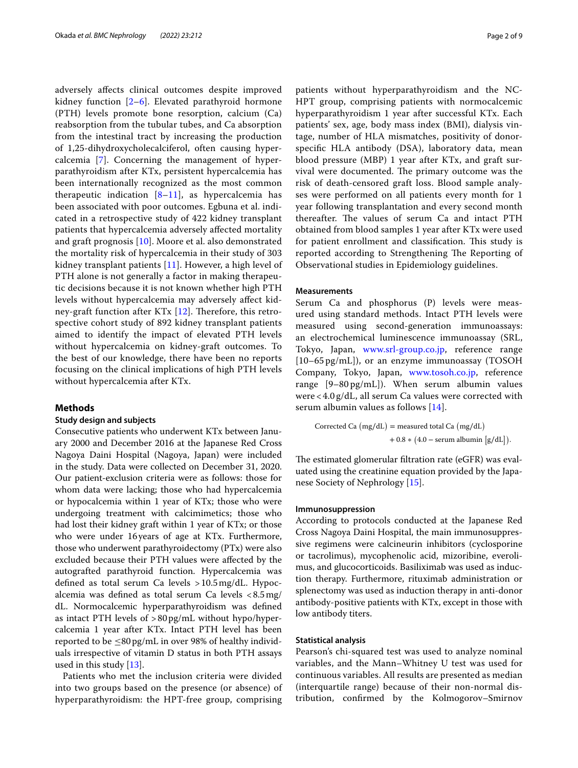adversely affects clinical outcomes despite improved kidney function [2–6]. Elevated parathyroid hormone (PTH) levels promote bone resorption, calcium (Ca) reabsorption from the tubular tubes, and Ca absorption from the intestinal tract by increasing the production of 1,25-dihydroxycholecalciferol, often causing hypercalcemia [7]. Concerning the management of hyperparathyroidism after KTx, persistent hypercalcemia has been internationally recognized as the most common therapeutic indication [8–11], as hypercalcemia has been associated with poor outcomes. Egbuna et al. indicated in a retrospective study of 422 kidney transplant patients that hypercalcemia adversely affected mortality and graft prognosis [10]. Moore et al. also demonstrated the mortality risk of hypercalcemia in their study of 303 kidney transplant patients [11]. However, a high level of PTH alone is not generally a factor in making therapeutic decisions because it is not known whether high PTH levels without hypercalcemia may adversely affect kidney-graft function after KTx [12]. Therefore, this retrospective cohort study of 892 kidney transplant patients aimed to identify the impact of elevated PTH levels without hypercalcemia on kidney-graft outcomes. To the best of our knowledge, there have been no reports focusing on the clinical implications of high PTH levels without hypercalcemia after KTx.

## Methods

### Study design and subjects

Consecutive patients who underwent KTx between January 2000 and December 2016 at the Japanese Red Cross Nagoya Daini Hospital (Nagoya, Japan) were included in the study. Data were collected on December 31, 2020. Our patient-exclusion criteria were as follows: those for whom data were lacking; those who had hypercalcemia or hypocalcemia within 1 year of KTx; those who were undergoing treatment with calcimimetics; those who had lost their kidney graft within 1 year of KTx; or those who were under 16 years of age at KTx. Furthermore, those who underwent parathyroidectomy (PTx) were also excluded because their PTH values were affected by the autografted parathyroid function. Hypercalcemia was defined as total serum Ca levels > 10.5 mg/dL. Hypocalcemia was defined as total serum Ca levels < 8.5 mg/dL. Normocalcemic hyperparathyroidism was defined as intact PTH levels of > 80 pg/mL without hypo/hypercalcemia 1 year after KTx. Intact PTH level has been reported to be ≤80 pg/mL in over 98% of healthy individuals irrespective of vitamin D status in both PTH assays used in this study [13].

Patients who met the inclusion criteria were divided into two groups based on the presence (or absence) of hyperparathyroidism: the HPT-free group, comprising patients without hyperparathyroidism and the NC-HPT group, comprising patients with normocalcemic hyperparathyroidism 1 year after successful KTx. Each patients' sex, age, body mass index (BMI), dialysis vintage, number of HLA mismatches, positivity of donor-specific HLA antibody (DSA), laboratory data, mean blood pressure (MBP) 1 year after KTx, and graft survival were documented. The primary outcome was the risk of death-censored graft loss. Blood sample analyses were performed on all patients every month for 1 year following transplantation and every second month thereafter. The values of serum Ca and intact PTH obtained from blood samples 1 year after KTx were used for patient enrollment and classification. This study is reported according to Strengthening The Reporting of Observational studies in Epidemiology guidelines.

### Measurements

Serum Ca and phosphorus (P) levels were measured using standard methods. Intact PTH levels were measured using second-generation immunoassays: an electrochemical luminescence immunoassay (SRL, Tokyo, Japan, www.srl-group.co.jp, reference range [10–65 pg/mL]), or an enzyme immunoassay (TOSOH Company, Tokyo, Japan, www.tosoh.co.jp, reference range [9–80 pg/mL]). When serum albumin values were < 4.0 g/dL, all serum Ca values were corrected with serum albumin values as follows [14].

$$\text{Corrected Ca}\ (\text{mg/dL}) = \text{measured total Ca}\ (\text{mg/dL}) + 0.8 * (4.0 - \text{serum albumin}\ [\text{g/dL}]).$$

The estimated glomerular filtration rate (eGFR) was evaluated using the creatinine equation provided by the Japanese Society of Nephrology [15].

### Immunosuppression

According to protocols conducted at the Japanese Red Cross Nagoya Daini Hospital, the main immunosuppressive regimens were calcineurin inhibitors (cyclosporine or tacrolimus), mycophenolic acid, mizoribine, everolimus, and glucocorticoids. Basiliximab was used as induction therapy. Furthermore, rituximab administration or splenectomy was used as induction therapy in anti-donor antibody-positive patients with KTx, except in those with low antibody titers.

### Statistical analysis

Pearson's chi-squared test was used to analyze nominal variables, and the Mann–Whitney U test was used for continuous variables. All results are presented as median (interquartile range) because of their non-normal distribution, confirmed by the Kolmogorov–Smirnov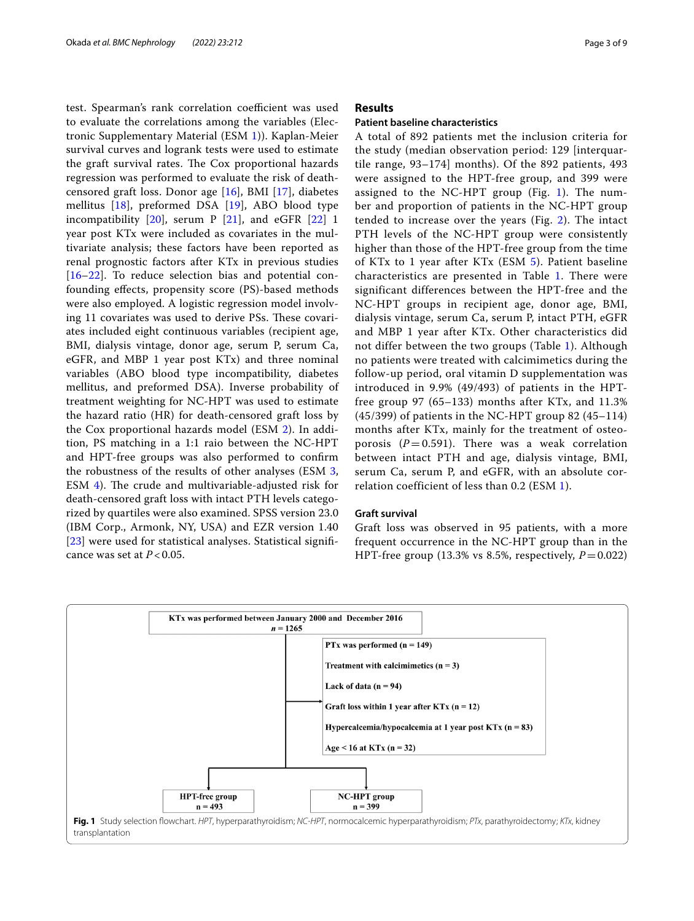test. Spearman's rank correlation coefficient was used to evaluate the correlations among the variables (Electronic Supplementary Material (ESM 1)). Kaplan-Meier survival curves and logrank tests were used to estimate the graft survival rates. The Cox proportional hazards regression was performed to evaluate the risk of death-censored graft loss. Donor age [16], BMI [17], diabetes mellitus [18], preformed DSA [19], ABO blood type incompatibility [20], serum P [21], and eGFR [22] 1 year post KTx were included as covariates in the multivariate analysis; these factors have been reported as renal prognostic factors after KTx in previous studies [16–22]. To reduce selection bias and potential confounding effects, propensity score (PS)-based methods were also employed. A logistic regression model involving 11 covariates was used to derive PSs. These covariates included eight continuous variables (recipient age, BMI, dialysis vintage, donor age, serum P, serum Ca, eGFR, and MBP 1 year post KTx) and three nominal variables (ABO blood type incompatibility, diabetes mellitus, and preformed DSA). Inverse probability of treatment weighting for NC-HPT was used to estimate the hazard ratio (HR) for death-censored graft loss by the Cox proportional hazards model (ESM 2). In addition, PS matching in a 1:1 raio between the NC-HPT and HPT-free groups was also performed to confirm the robustness of the results of other analyses (ESM 3, ESM 4). The crude and multivariable-adjusted risk for death-censored graft loss with intact PTH levels categorized by quartiles were also examined. SPSS version 23.0 (IBM Corp., Armonk, NY, USA) and EZR version 1.40 [23] were used for statistical analyses. Statistical significance was set at $P < 0.05$.

## Results

### Patient baseline characteristics

A total of 892 patients met the inclusion criteria for the study (median observation period: 129 [interquartile range, 93–174] months). Of the 892 patients, 493 were assigned to the HPT-free group, and 399 were assigned to the NC-HPT group (Fig. 1). The number and proportion of patients in the NC-HPT group tended to increase over the years (Fig. 2). The intact PTH levels of the NC-HPT group were consistently higher than those of the HPT-free group from the time of KTx to 1 year after KTx (ESM 5). Patient baseline characteristics are presented in Table 1. There were significant differences between the HPT-free and the NC-HPT groups in recipient age, donor age, BMI, dialysis vintage, serum Ca, serum P, intact PTH, eGFR and MBP 1 year after KTx. Other characteristics did not differ between the two groups (Table 1). Although no patients were treated with calcimimetics during the follow-up period, oral vitamin D supplementation was introduced in 9.9% (49/493) of patients in the HPT-free group 97 (65–133) months after KTx, and 11.3% (45/399) of patients in the NC-HPT group 82 (45–114) months after KTx, mainly for the treatment of osteoporosis ($P = 0.591$). There was a weak correlation between intact PTH and age, dialysis vintage, BMI, serum Ca, serum P, and eGFR, with an absolute correlation coefficient of less than 0.2 (ESM 1).

### Graft survival

Graft loss was observed in 95 patients, with a more frequent occurrence in the NC-HPT group than in the HPT-free group (13.3% vs 8.5%, respectively, $P = 0.022$)

KTx was performed between January 2000 and December 2016
n = 1265

- PTx was performed (n = 149)
- Treatment with calcimimetics (n = 3)
- Lack of data (n = 94)
- Graft loss within 1 year after KTx (n = 12)
- Hypercalcemia/hypocalcemia at 1 year post KTx (n = 83)
- Age < 16 at KTx (n = 32)

HPT-free group n = 493 | NC-HPT group n = 399

**Fig. 1** Study selection flowchart. *HPT*, hyperparathyroidism; *NC-HPT*, normocalcemic hyperparathyroidism; *PTx*, parathyroidectomy; *KTx*, kidney transplantation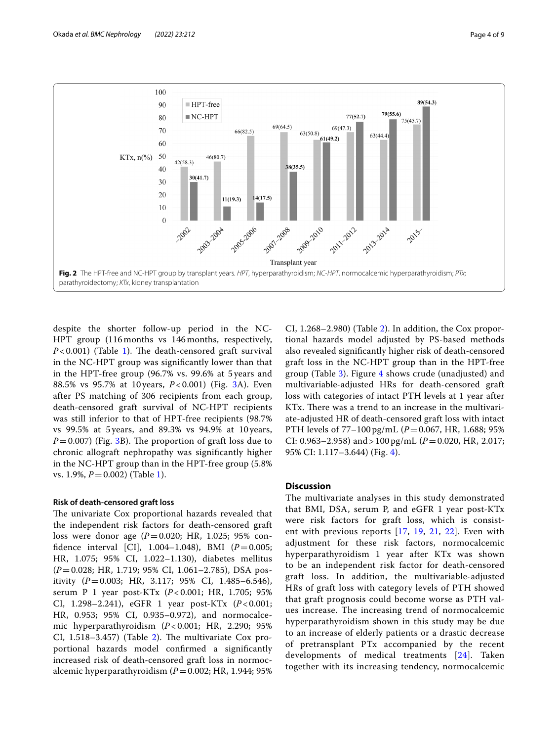**Fig. 2** The HPT-free and NC-HPT group by transplant years. *HPT*, hyperparathyroidism; *NC-HPT*, normocalcemic hyperparathyroidism; *PTx*; parathyroidectomy; *KTx*, kidney transplantation

despite the shorter follow-up period in the NC-HPT group (116 months vs 146 months, respectively, $P < 0.001$) (Table 1). The death-censored graft survival in the NC-HPT group was significantly lower than that in the HPT-free group (96.7% vs. 99.6% at 5 years and 88.5% vs 95.7% at 10 years, $P < 0.001$) (Fig. 3A). Even after PS matching of 306 recipients from each group, death-censored graft survival of NC-HPT recipients was still inferior to that of HPT-free recipients (98.7% vs 99.5% at 5 years, and 89.3% vs 94.9% at 10 years, $P = 0.007$) (Fig. 3B). The proportion of graft loss due to chronic allograft nephropathy was significantly higher in the NC-HPT group than in the HPT-free group (5.8% vs. 1.9%, $P = 0.002$) (Table 1).

### Risk of death-censored graft loss

The univariate Cox proportional hazards revealed that the independent risk factors for death-censored graft loss were donor age ($P = 0.020$; HR, 1.025; 95% confidence interval [CI], 1.004–1.048), BMI ($P = 0.005$; HR, 1.075; 95% CI, 1.022–1.130), diabetes mellitus ($P = 0.028$; HR, 1.719; 95% CI, 1.061–2.785), DSA positivity ($P = 0.003$; HR, 3.117; 95% CI, 1.485–6.546), serum P 1 year post-KTx ($P < 0.001$; HR, 1.705; 95% CI, 1.298–2.241), eGFR 1 year post-KTx ($P < 0.001$; HR, 0.953; 95% CI, 0.935–0.972), and normocalcemic hyperparathyroidism ($P < 0.001$; HR, 2.290; 95% CI, 1.518–3.457) (Table 2). The multivariate Cox proportional hazards model confirmed a significantly increased risk of death-censored graft loss in normocalcemic hyperparathyroidism ($P = 0.002$; HR, 1.944; 95% CI, 1.268–2.980) (Table 2). In addition, the Cox proportional hazards model adjusted by PS-based methods also revealed significantly higher risk of death-censored graft loss in the NC-HPT group than in the HPT-free group (Table 3). Figure 4 shows crude (unadjusted) and multivariable-adjusted HRs for death-censored graft loss with categories of intact PTH levels at 1 year after KTx. There was a trend to an increase in the multivariate-adjusted HR of death-censored graft loss with intact PTH levels of 77–100 pg/mL ($P = 0.067$, HR, 1.688; 95% CI: 0.963–2.958) and > 100 pg/mL ($P = 0.020$, HR, 2.017; 95% CI: 1.117–3.644) (Fig. 4).

## Discussion

The multivariate analyses in this study demonstrated that BMI, DSA, serum P, and eGFR 1 year post-KTx were risk factors for graft loss, which is consistent with previous reports [17, 19, 21, 22]. Even with adjustment for these risk factors, normocalcemic hyperparathyroidism 1 year after KTx was shown to be an independent risk factor for death-censored graft loss. In addition, the multivariable-adjusted HRs of graft loss with category levels of PTH showed that graft prognosis could become worse as PTH values increase. The increasing trend of normocalcemic hyperparathyroidism shown in this study may be due to an increase of elderly patients or a drastic decrease of pretransplant PTx accompanied by the recent developments of medical treatments [24]. Taken together with its increasing tendency, normocalcemic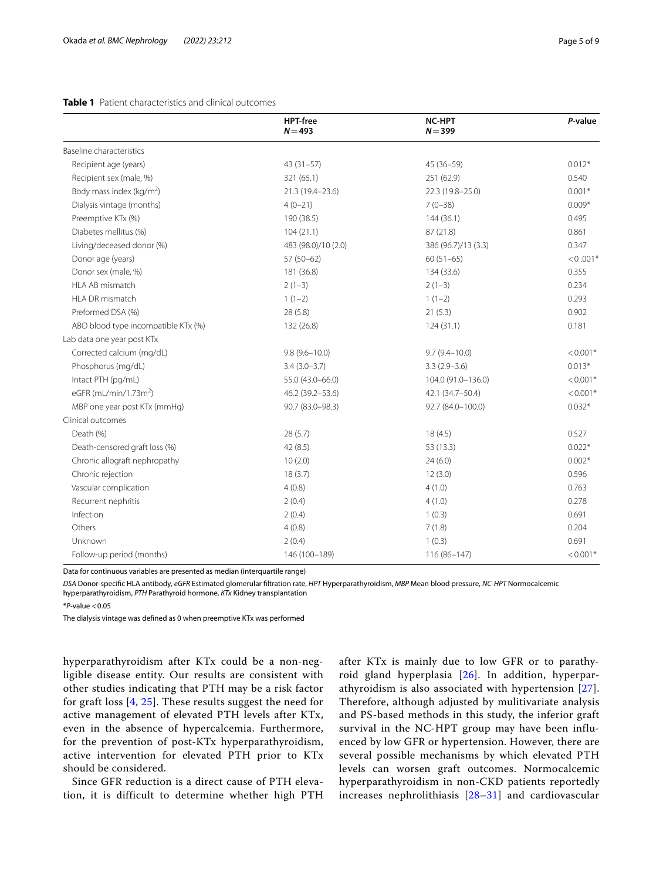**Table 1** Patient characteristics and clinical outcomes

| | HPT-free $N = 493$ | NC-HPT $N = 399$ | *P*-value |
|---|---|---|---|
| Baseline characteristics | | | |
| Recipient age (years) | 43 (31–57) | 45 (36–59) | 0.012* |
| Recipient sex (male, %) | 321 (65.1) | 251 (62.9) | 0.540 |
| Body mass index (kg/m$^2$) | 21.3 (19.4–23.6) | 22.3 (19.8–25.0) | 0.001* |
| Dialysis vintage (months) | 4 (0–21) | 7 (0–38) | 0.009* |
| Preemptive KTx (%) | 190 (38.5) | 144 (36.1) | 0.495 |
| Diabetes mellitus (%) | 104 (21.1) | 87 (21.8) | 0.861 |
| Living/deceased donor (%) | 483 (98.0)/10 (2.0) | 386 (96.7)/13 (3.3) | 0.347 |
| Donor age (years) | 57 (50–62) | 60 (51–65) | < 0 .001* |
| Donor sex (male, %) | 181 (36.8) | 134 (33.6) | 0.355 |
| HLA AB mismatch | 2 (1–3) | 2 (1–3) | 0.234 |
| HLA DR mismatch | 1 (1–2) | 1 (1–2) | 0.293 |
| Preformed DSA (%) | 28 (5.8) | 21 (5.3) | 0.902 |
| ABO blood type incompatible KTx (%) | 132 (26.8) | 124 (31.1) | 0.181 |
| Lab data one year post KTx | | | |
| Corrected calcium (mg/dL) | 9.8 (9.6–10.0) | 9.7 (9.4–10.0) | < 0.001* |
| Phosphorus (mg/dL) | 3.4 (3.0–3.7) | 3.3 (2.9–3.6) | 0.013* |
| Intact PTH (pg/mL) | 55.0 (43.0–66.0) | 104.0 (91.0–136.0) | < 0.001* |
| eGFR (mL/min/1.73m$^2$) | 46.2 (39.2–53.6) | 42.1 (34.7–50.4) | < 0.001* |
| MBP one year post KTx (mmHg) | 90.7 (83.0–98.3) | 92.7 (84.0–100.0) | 0.032* |
| Clinical outcomes | | | |
| Death (%) | 28 (5.7) | 18 (4.5) | 0.527 |
| Death-censored graft loss (%) | 42 (8.5) | 53 (13.3) | 0.022* |
| Chronic allograft nephropathy | 10 (2.0) | 24 (6.0) | 0.002* |
| Chronic rejection | 18 (3.7) | 12 (3.0) | 0.596 |
| Vascular complication | 4 (0.8) | 4 (1.0) | 0.763 |
| Recurrent nephritis | 2 (0.4) | 4 (1.0) | 0.278 |
| Infection | 2 (0.4) | 1 (0.3) | 0.691 |
| Others | 4 (0.8) | 7 (1.8) | 0.204 |
| Unknown | 2 (0.4) | 1 (0.3) | 0.691 |
| Follow-up period (months) | 146 (100–189) | 116 (86–147) | < 0.001* |

Data for continuous variables are presented as median (interquartile range)

*DSA* Donor-specific HLA antibody, *eGFR* Estimated glomerular filtration rate, *HPT* Hyperparathyroidism, *MBP* Mean blood pressure, *NC-HPT* Normocalcemic hyperparathyroidism, *PTH* Parathyroid hormone, *KTx* Kidney transplantation

*$P$-value < 0.05

The dialysis vintage was defined as 0 when preemptive KTx was performed

hyperparathyroidism after KTx could be a non-negligible disease entity. Our results are consistent with other studies indicating that PTH may be a risk factor for graft loss [4, 25]. These results suggest the need for active management of elevated PTH levels after KTx, even in the absence of hypercalcemia. Furthermore, for the prevention of post-KTx hyperparathyroidism, active intervention for elevated PTH prior to KTx should be considered.

Since GFR reduction is a direct cause of PTH elevation, it is difficult to determine whether high PTH after KTx is mainly due to low GFR or to parathyroid gland hyperplasia [26]. In addition, hyperparathyroidism is also associated with hypertension [27]. Therefore, although adjusted by mulitivariate analysis and PS-based methods in this study, the inferior graft survival in the NC-HPT group may have been influenced by low GFR or hypertension. However, there are several possible mechanisms by which elevated PTH levels can worsen graft outcomes. Normocalcemic hyperparathyroidism in non-CKD patients reportedly increases nephrolithiasis [28–31] and cardiovascular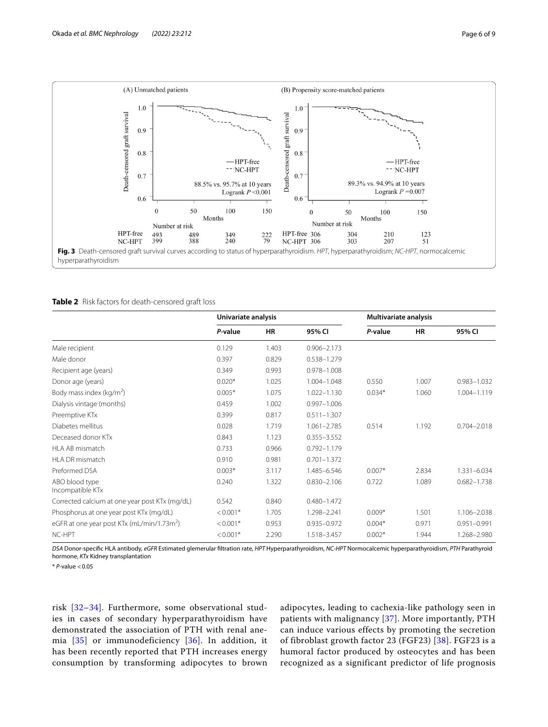Fig. 3 Death-censored graft survival curves according to status of hyperparathyroidism. *HPT*, hyperparathyroidism; *NC-HPT*, normocalcemic hyperparathyroidism

**Table 2** Risk factors for death-censored graft loss

| | Univariate analysis | | | Multivariate analysis | | |
|---|---|---|---|---|---|---|
| | *P*-value | HR | 95% CI | *P*-value | HR | 95% CI |
| Male recipient | 0.129 | 1.403 | 0.906–2.173 | | | |
| Male donor | 0.397 | 0.829 | 0.538–1.279 | | | |
| Recipient age (years) | 0.349 | 0.993 | 0.978–1.008 | | | |
| Donor age (years) | 0.020* | 1.025 | 1.004–1.048 | 0.550 | 1.007 | 0.983–1.032 |
| Body mass index (kg/m$^2$) | 0.005* | 1.075 | 1.022–1.130 | 0.034* | 1.060 | 1.004–1.119 |
| Dialysis vintage (months) | 0.459 | 1.002 | 0.997–1.006 | | | |
| Preemptive KTx | 0.399 | 0.817 | 0.511–1.307 | | | |
| Diabetes mellitus | 0.028 | 1.719 | 1.061–2.785 | 0.514 | 1.192 | 0.704–2.018 |
| Deceased donor KTx | 0.843 | 1.123 | 0.355–3.552 | | | |
| HLA AB mismatch | 0.733 | 0.966 | 0.792–1.179 | | | |
| HLA DR mismatch | 0.910 | 0.981 | 0.701–1.372 | | | |
| Preformed DSA | 0.003* | 3.117 | 1.485–6.546 | 0.007* | 2.834 | 1.331–6.034 |
| ABO blood type Incompatible KTx | 0.240 | 1.322 | 0.830–2.106 | 0.722 | 1.089 | 0.682–1.738 |
| Corrected calcium at one year post KTx (mg/dL) | 0.542 | 0.840 | 0.480–1.472 | | | |
| Phosphorus at one year post KTx (mg/dL) | < 0.001* | 1.705 | 1.298–2.241 | 0.009* | 1.501 | 1.106–2.038 |
| eGFR at one year post KTx (mL/min/1.73m$^2$) | < 0.001* | 0.953 | 0.935–0.972 | 0.004* | 0.971 | 0.951–0.991 |
| NC-HPT | < 0.001* | 2.290 | 1.518–3.457 | 0.002* | 1.944 | 1.268–2.980 |

*DSA* Donor-specific HLA antibody, *eGFR* Estimated glemerular filtration rate, *HPT* Hyperparathyroidism, *NC-HPT* Normocalcemic hyperparathyroidism, *PTH* Parathyroid hormone, *KTx* Kidney transplantation

* *P*-value < 0.05

risk [32–34]. Furthermore, some observational studies in cases of secondary hyperparathyroidism have demonstrated the association of PTH with renal anemia [35] or immunodeficiency [36]. In addition, it has been recently reported that PTH increases energy consumption by transforming adipocytes to brown adipocytes, leading to cachexia-like pathology seen in patients with malignancy [37]. More importantly, PTH can induce various effects by promoting the secretion of fibroblast growth factor 23 (FGF23) [38]. FGF23 is a humoral factor produced by osteocytes and has been recognized as a significant predictor of life prognosis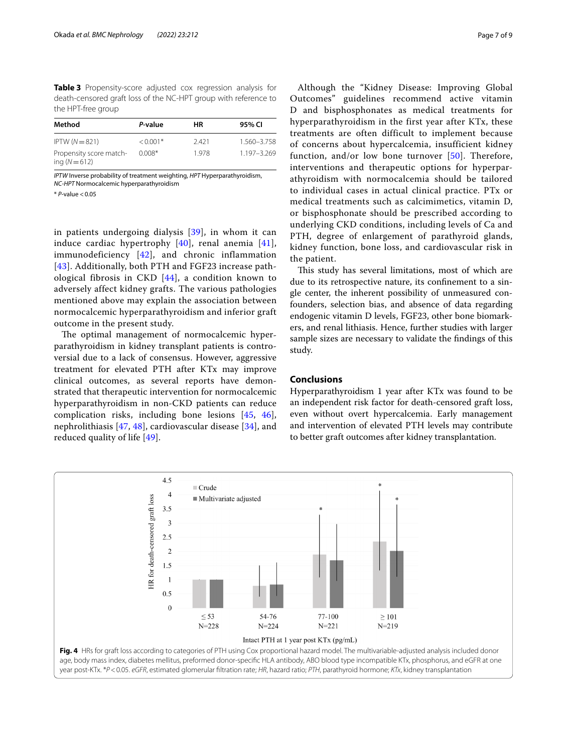**Table 3** Propensity-score adjusted cox regression analysis for death-censored graft loss of the NC-HPT group with reference to the HPT-free group

| Method | *P*-value | HR | 95% CI |
| --- | --- | --- | --- |
| IPTW (*N* = 821) | < 0.001* | 2.421 | 1.560–3.758 |
| Propensity score matching (*N* = 612) | 0.008* | 1.978 | 1.197–3.269 |

*IPTW* Inverse probability of treatment weighting, *HPT* Hyperparathyroidism, *NC-HPT* Normocalcemic hyperparathyroidism

* *P*-value < 0.05

in patients undergoing dialysis [39], in whom it can induce cardiac hypertrophy [40], renal anemia [41], immunodeficiency [42], and chronic inflammation [43]. Additionally, both PTH and FGF23 increase pathological fibrosis in CKD [44], a condition known to adversely affect kidney grafts. The various pathologies mentioned above may explain the association between normocalcemic hyperparathyroidism and inferior graft outcome in the present study.

The optimal management of normocalcemic hyperparathyroidism in kidney transplant patients is controversial due to a lack of consensus. However, aggressive treatment for elevated PTH after KTx may improve clinical outcomes, as several reports have demonstrated that therapeutic intervention for normocalcemic hyperparathyroidism in non-CKD patients can reduce complication risks, including bone lesions [45, 46], nephrolithiasis [47, 48], cardiovascular disease [34], and reduced quality of life [49].

Although the "Kidney Disease: Improving Global Outcomes" guidelines recommend active vitamin D and bisphosphonates as medical treatments for hyperparathyroidism in the first year after KTx, these treatments are often difficult to implement because of concerns about hypercalcemia, insufficient kidney function, and/or low bone turnover [50]. Therefore, interventions and therapeutic options for hyperparathyroidism with normocalcemia should be tailored to individual cases in actual clinical practice. PTx or medical treatments such as calcimimetics, vitamin D, or bisphosphonate should be prescribed according to underlying CKD conditions, including levels of Ca and PTH, degree of enlargement of parathyroid glands, kidney function, bone loss, and cardiovascular risk in the patient.

This study has several limitations, most of which are due to its retrospective nature, its confinement to a single center, the inherent possibility of unmeasured confounders, selection bias, and absence of data regarding endogenic vitamin D levels, FGF23, other bone biomarkers, and renal lithiasis. Hence, further studies with larger sample sizes are necessary to validate the findings of this study.

## Conclusions

Hyperparathyroidism 1 year after KTx was found to be an independent risk factor for death-censored graft loss, even without overt hypercalcemia. Early management and intervention of elevated PTH levels may contribute to better graft outcomes after kidney transplantation.

**Fig. 4** HRs for graft loss according to categories of PTH using Cox proportional hazard model. The multivariable-adjusted analysis included donor age, body mass index, diabetes mellitus, preformed donor-specific HLA antibody, ABO blood type incompatible KTx, phosphorus, and eGFR at one year post-KTx. *$P < 0.05$. *eGFR*, estimated glomerular filtration rate; *HR*, hazard ratio; *PTH*, parathyroid hormone; *KTx*, kidney transplantation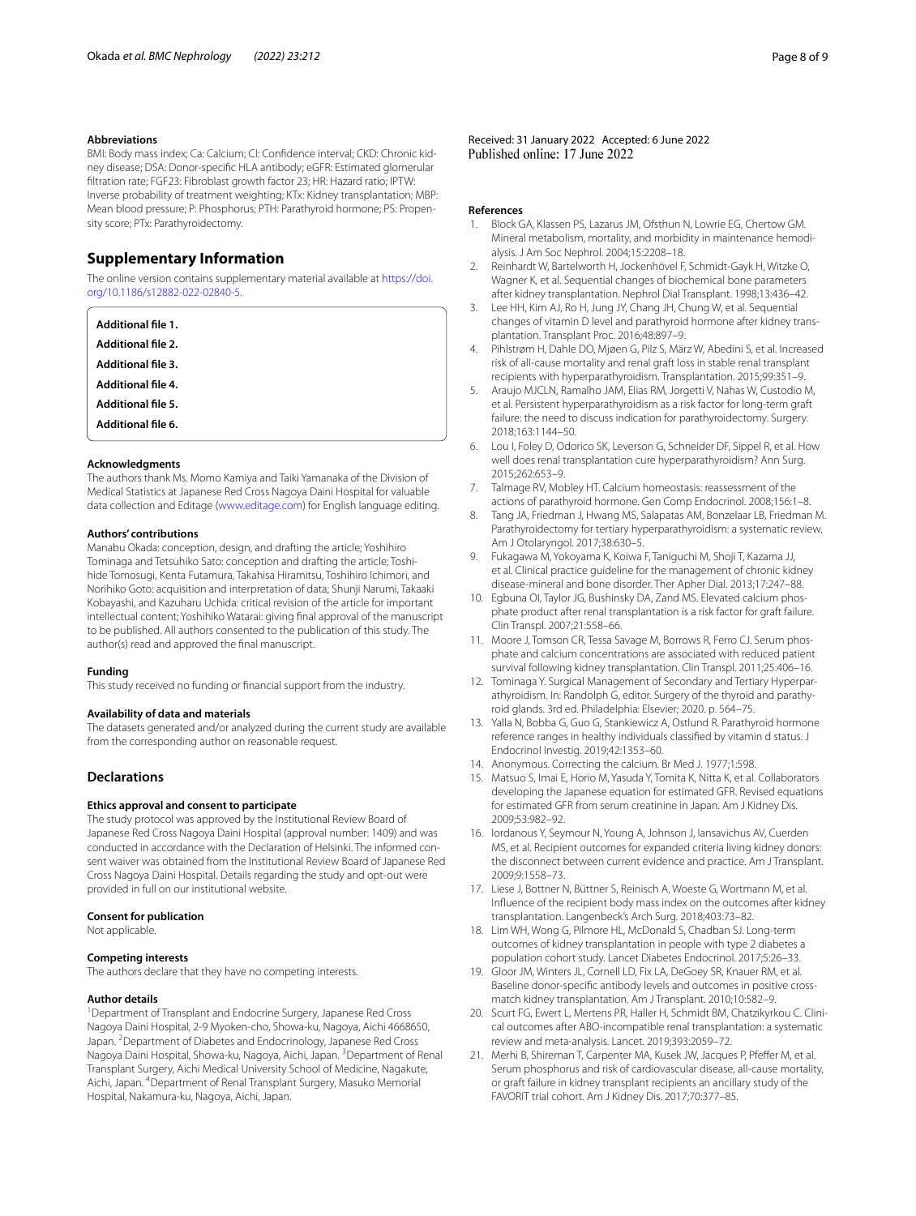### Abbreviations

BMI: Body mass index; Ca: Calcium; CI: Confidence interval; CKD: Chronic kidney disease; DSA: Donor-specific HLA antibody; eGFR: Estimated glomerular filtration rate; FGF23: Fibroblast growth factor 23; HR: Hazard ratio; IPTW: Inverse probability of treatment weighting; KTx: Kidney transplantation; MBP: Mean blood pressure; P: Phosphorus; PTH: Parathyroid hormone; PS: Propensity score; PTx: Parathyroidectomy.

## Supplementary Information

The online version contains supplementary material available at https://doi.org/10.1186/s12882-022-02840-5.

**Additional file 1.**

**Additional file 2.**

**Additional file 3.**

**Additional file 4.**

**Additional file 5.**

**Additional file 6.**

### Acknowledgments

The authors thank Ms. Momo Kamiya and Taiki Yamanaka of the Division of Medical Statistics at Japanese Red Cross Nagoya Daini Hospital for valuable data collection and Editage (www.editage.com) for English language editing.

### Authors' contributions

Manabu Okada: conception, design, and drafting the article; Yoshihiro Tominaga and Tetsuhiko Sato: conception and drafting the article; Toshihide Tomosugi, Kenta Futamura, Takahisa Hiramitsu, Toshihiro Ichimori, and Norihiko Goto: acquisition and interpretation of data; Shunji Narumi, Takaaki Kobayashi, and Kazuharu Uchida: critical revision of the article for important intellectual content; Yoshihiko Watarai: giving final approval of the manuscript to be published. All authors consented to the publication of this study. The author(s) read and approved the final manuscript.

### Funding

This study received no funding or financial support from the industry.

### Availability of data and materials

The datasets generated and/or analyzed during the current study are available from the corresponding author on reasonable request.

## Declarations

### Ethics approval and consent to participate

The study protocol was approved by the Institutional Review Board of Japanese Red Cross Nagoya Daini Hospital (approval number: 1409) and was conducted in accordance with the Declaration of Helsinki. The informed consent waiver was obtained from the Institutional Review Board of Japanese Red Cross Nagoya Daini Hospital. Details regarding the study and opt-out were provided in full on our institutional website.

### Consent for publication

Not applicable.

### Competing interests

The authors declare that they have no competing interests.

### Author details

[1]Department of Transplant and Endocrine Surgery, Japanese Red Cross Nagoya Daini Hospital, 2-9 Myoken-cho, Showa-ku, Nagoya, Aichi 4668650, Japan. [2]Department of Diabetes and Endocrinology, Japanese Red Cross Nagoya Daini Hospital, Showa-ku, Nagoya, Aichi, Japan. [3]Department of Renal Transplant Surgery, Aichi Medical University School of Medicine, Nagakute, Aichi, Japan. [4]Department of Renal Transplant Surgery, Masuko Memorial Hospital, Nakamura-ku, Nagoya, Aichi, Japan.

Received: 31 January 2022 Accepted: 6 June 2022
Published online: 17 June 2022

### References

1. Block GA, Klassen PS, Lazarus JM, Ofsthun N, Lowrie EG, Chertow GM. Mineral metabolism, mortality, and morbidity in maintenance hemodialysis. J Am Soc Nephrol. 2004;15:2208–18.
2. Reinhardt W, Bartelworth H, Jockenhövel F, Schmidt-Gayk H, Witzke O, Wagner K, et al. Sequential changes of biochemical bone parameters after kidney transplantation. Nephrol Dial Transplant. 1998;13:436–42.
3. Lee HH, Kim AJ, Ro H, Jung JY, Chang JH, Chung W, et al. Sequential changes of vitamin D level and parathyroid hormone after kidney transplantation. Transplant Proc. 2016;48:897–9.
4. Pihlstrøm H, Dahle DO, Mjøen G, Pilz S, März W, Abedini S, et al. Increased risk of all-cause mortality and renal graft loss in stable renal transplant recipients with hyperparathyroidism. Transplantation. 2015;99:351–9.
5. Araujo MJCLN, Ramalho JAM, Elias RM, Jorgetti V, Nahas W, Custodio M, et al. Persistent hyperparathyroidism as a risk factor for long-term graft failure: the need to discuss indication for parathyroidectomy. Surgery. 2018;163:1144–50.
6. Lou I, Foley D, Odorico SK, Leverson G, Schneider DF, Sippel R, et al. How well does renal transplantation cure hyperparathyroidism? Ann Surg. 2015;262:653–9.
7. Talmage RV, Mobley HT. Calcium homeostasis: reassessment of the actions of parathyroid hormone. Gen Comp Endocrinol. 2008;156:1–8.
8. Tang JA, Friedman J, Hwang MS, Salapatas AM, Bonzelaar LB, Friedman M. Parathyroidectomy for tertiary hyperparathyroidism: a systematic review. Am J Otolaryngol. 2017;38:630–5.
9. Fukagawa M, Yokoyama K, Koiwa F, Taniguchi M, Shoji T, Kazama JJ, et al. Clinical practice guideline for the management of chronic kidney disease-mineral and bone disorder. Ther Apher Dial. 2013;17:247–88.
10. Egbuna OI, Taylor JG, Bushinsky DA, Zand MS. Elevated calcium phosphate product after renal transplantation is a risk factor for graft failure. Clin Transpl. 2007;21:558–66.
11. Moore J, Tomson CR, Tessa Savage M, Borrows R, Ferro CJ. Serum phosphate and calcium concentrations are associated with reduced patient survival following kidney transplantation. Clin Transpl. 2011;25:406–16.
12. Tominaga Y. Surgical Management of Secondary and Tertiary Hyperparathyroidism. In: Randolph G, editor. Surgery of the thyroid and parathyroid glands. 3rd ed. Philadelphia: Elsevier; 2020. p. 564–75.
13. Yalla N, Bobba G, Guo G, Stankiewicz A, Ostlund R. Parathyroid hormone reference ranges in healthy individuals classified by vitamin d status. J Endocrinol Investig. 2019;42:1353–60.
14. Anonymous. Correcting the calcium. Br Med J. 1977;1:598.
15. Matsuo S, Imai E, Horio M, Yasuda Y, Tomita K, Nitta K, et al. Collaborators developing the Japanese equation for estimated GFR. Revised equations for estimated GFR from serum creatinine in Japan. Am J Kidney Dis. 2009;53:982–92.
16. Iordanous Y, Seymour N, Young A, Johnson J, Iansavichus AV, Cuerden MS, et al. Recipient outcomes for expanded criteria living kidney donors: the disconnect between current evidence and practice. Am J Transplant. 2009;9:1558–73.
17. Liese J, Bottner N, Büttner S, Reinisch A, Woeste G, Wortmann M, et al. Influence of the recipient body mass index on the outcomes after kidney transplantation. Langenbeck's Arch Surg. 2018;403:73–82.
18. Lim WH, Wong G, Pilmore HL, McDonald S, Chadban SJ. Long-term outcomes of kidney transplantation in people with type 2 diabetes a population cohort study. Lancet Diabetes Endocrinol. 2017;5:26–33.
19. Gloor JM, Winters JL, Cornell LD, Fix LA, DeGoey SR, Knauer RM, et al. Baseline donor-specific antibody levels and outcomes in positive crossmatch kidney transplantation. Am J Transplant. 2010;10:582–9.
20. Scurt FG, Ewert L, Mertens PR, Haller H, Schmidt BM, Chatzikyrkou C. Clinical outcomes after ABO-incompatible renal transplantation: a systematic review and meta-analysis. Lancet. 2019;393:2059–72.
21. Merhi B, Shireman T, Carpenter MA, Kusek JW, Jacques P, Pfeffer M, et al. Serum phosphorus and risk of cardiovascular disease, all-cause mortality, or graft failure in kidney transplant recipients an ancillary study of the FAVORIT trial cohort. Am J Kidney Dis. 2017;70:377–85.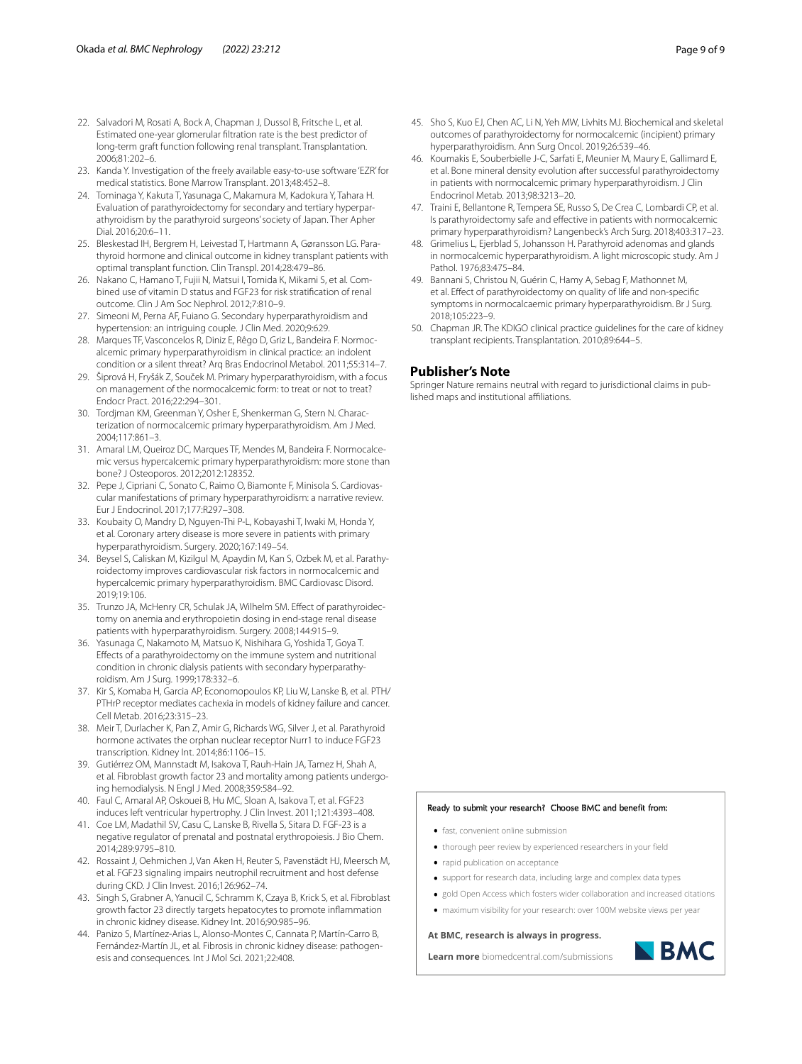22. Salvadori M, Rosati A, Bock A, Chapman J, Dussol B, Fritsche L, et al. Estimated one-year glomerular filtration rate is the best predictor of long-term graft function following renal transplant. Transplantation. 2006;81:202–6.
23. Kanda Y. Investigation of the freely available easy-to-use software 'EZR' for medical statistics. Bone Marrow Transplant. 2013;48:452–8.
24. Tominaga Y, Kakuta T, Yasunaga C, Makamura M, Kadokura Y, Tahara H. Evaluation of parathyroidectomy for secondary and tertiary hyperparathyroidism by the parathyroid surgeons' society of Japan. Ther Apher Dial. 2016;20:6–11.
25. Bleskestad IH, Bergrem H, Leivestad T, Hartmann A, Gøransson LG. Parathyroid hormone and clinical outcome in kidney transplant patients with optimal transplant function. Clin Transpl. 2014;28:479–86.
26. Nakano C, Hamano T, Fujii N, Matsui I, Tomida K, Mikami S, et al. Combined use of vitamin D status and FGF23 for risk stratification of renal outcome. Clin J Am Soc Nephrol. 2012;7:810–9.
27. Simeoni M, Perna AF, Fuiano G. Secondary hyperparathyroidism and hypertension: an intriguing couple. J Clin Med. 2020;9:629.
28. Marques TF, Vasconcelos R, Diniz E, Rêgo D, Griz L, Bandeira F. Normocalcemic primary hyperparathyroidism in clinical practice: an indolent condition or a silent threat? Arq Bras Endocrinol Metabol. 2011;55:314–7.
29. Šiprová H, Fryšák Z, Souček M. Primary hyperparathyroidism, with a focus on management of the normocalcemic form: to treat or not to treat? Endocr Pract. 2016;22:294–301.
30. Tordjman KM, Greenman Y, Osher E, Shenkerman G, Stern N. Characterization of normocalcemic primary hyperparathyroidism. Am J Med. 2004;117:861–3.
31. Amaral LM, Queiroz DC, Marques TF, Mendes M, Bandeira F. Normocalcemic versus hypercalcemic primary hyperparathyroidism: more stone than bone? J Osteoporos. 2012;2012:128352.
32. Pepe J, Cipriani C, Sonato C, Raimo O, Biamonte F, Minisola S. Cardiovascular manifestations of primary hyperparathyroidism: a narrative review. Eur J Endocrinol. 2017;177:R297–308.
33. Koubaity O, Mandry D, Nguyen-Thi P-L, Kobayashi T, Iwaki M, Honda Y, et al. Coronary artery disease is more severe in patients with primary hyperparathyroidism. Surgery. 2020;167:149–54.
34. Beysel S, Caliskan M, Kizilgul M, Apaydin M, Kan S, Ozbek M, et al. Parathyroidectomy improves cardiovascular risk factors in normocalcemic and hypercalcemic primary hyperparathyroidism. BMC Cardiovasc Disord. 2019;19:106.
35. Trunzo JA, McHenry CR, Schulak JA, Wilhelm SM. Effect of parathyroidectomy on anemia and erythropoietin dosing in end-stage renal disease patients with hyperparathyroidism. Surgery. 2008;144:915–9.
36. Yasunaga C, Nakamoto M, Matsuo K, Nishihara G, Yoshida T, Goya T. Effects of a parathyroidectomy on the immune system and nutritional condition in chronic dialysis patients with secondary hyperparathyroidism. Am J Surg. 1999;178:332–6.
37. Kir S, Komaba H, Garcia AP, Economopoulos KP, Liu W, Lanske B, et al. PTH/PTHrP receptor mediates cachexia in models of kidney failure and cancer. Cell Metab. 2016;23:315–23.
38. Meir T, Durlacher K, Pan Z, Amir G, Richards WG, Silver J, et al. Parathyroid hormone activates the orphan nuclear receptor Nurr1 to induce FGF23 transcription. Kidney Int. 2014;86:1106–15.
39. Gutiérrez OM, Mannstadt M, Isakova T, Rauh-Hain JA, Tamez H, Shah A, et al. Fibroblast growth factor 23 and mortality among patients undergoing hemodialysis. N Engl J Med. 2008;359:584–92.
40. Faul C, Amaral AP, Oskouei B, Hu MC, Sloan A, Isakova T, et al. FGF23 induces left ventricular hypertrophy. J Clin Invest. 2011;121:4393–408.
41. Coe LM, Madathil SV, Casu C, Lanske B, Rivella S, Sitara D. FGF-23 is a negative regulator of prenatal and postnatal erythropoiesis. J Bio Chem. 2014;289:9795–810.
42. Rossaint J, Oehmichen J, Van Aken H, Reuter S, Pavenstädt HJ, Meersch M, et al. FGF23 signaling impairs neutrophil recruitment and host defense during CKD. J Clin Invest. 2016;126:962–74.
43. Singh S, Grabner A, Yanucil C, Schramm K, Czaya B, Krick S, et al. Fibroblast growth factor 23 directly targets hepatocytes to promote inflammation in chronic kidney disease. Kidney Int. 2016;90:985–96.
44. Panizo S, Martínez-Arias L, Alonso-Montes C, Cannata P, Martín-Carro B, Fernández-Martín JL, et al. Fibrosis in chronic kidney disease: pathogenesis and consequences. Int J Mol Sci. 2021;22:408.
45. Sho S, Kuo EJ, Chen AC, Li N, Yeh MW, Livhits MJ. Biochemical and skeletal outcomes of parathyroidectomy for normocalcemic (incipient) primary hyperparathyroidism. Ann Surg Oncol. 2019;26:539–46.
46. Koumakis E, Souberbielle J-C, Sarfati E, Meunier M, Maury E, Gallimard E, et al. Bone mineral density evolution after successful parathyroidectomy in patients with normocalcemic primary hyperparathyroidism. J Clin Endocrinol Metab. 2013;98:3213–20.
47. Traini E, Bellantone R, Tempera SE, Russo S, De Crea C, Lombardi CP, et al. Is parathyroidectomy safe and effective in patients with normocalcemic primary hyperparathyroidism? Langenbeck's Arch Surg. 2018;403:317–23.
48. Grimelius L, Ejerblad S, Johansson H. Parathyroid adenomas and glands in normocalcemic hyperparathyroidism. A light microscopic study. Am J Pathol. 1976;83:475–84.
49. Bannani S, Christou N, Guérin C, Hamy A, Sebag F, Mathonnet M, et al. Effect of parathyroidectomy on quality of life and non-specific symptoms in normocalcaemic primary hyperparathyroidism. Br J Surg. 2018;105:223–9.
50. Chapman JR. The KDIGO clinical practice guidelines for the care of kidney transplant recipients. Transplantation. 2010;89:644–5.

## Publisher's Note

Springer Nature remains neutral with regard to jurisdictional claims in published maps and institutional affiliations.

Ready to submit your research? Choose BMC and benefit from:

- fast, convenient online submission
- thorough peer review by experienced researchers in your field
- rapid publication on acceptance
- support for research data, including large and complex data types
- gold Open Access which fosters wider collaboration and increased citations
- maximum visibility for your research: over 100M website views per year

**At BMC, research is always in progress.**

**Learn more** biomedcentral.com/submissions

BMC